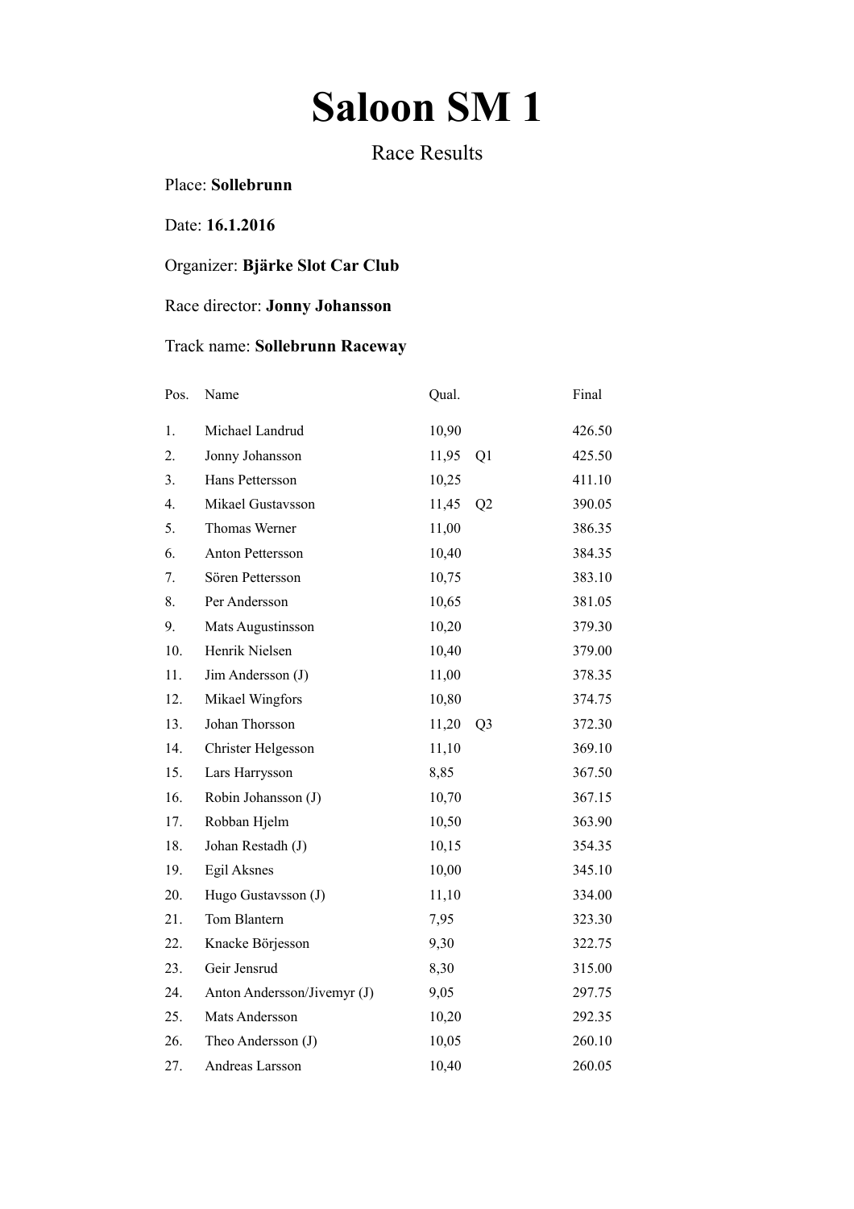# Saloon SM 1

Race Results

Place: **Sollebrunn**

Date: **16.1.2016**

Organizer: **Bjärke Slot Car Club**

Race director: **Jonny Johansson**

Track name: **Sollebrunn Raceway**

| Pos. | Name | Qual. | | Final |
|---|---|---|---|---|
| 1. | Michael Landrud | 10,90 | | 426.50 |
| 2. | Jonny Johansson | 11,95 | Q1 | 425.50 |
| 3. | Hans Pettersson | 10,25 | | 411.10 |
| 4. | Mikael Gustavsson | 11,45 | Q2 | 390.05 |
| 5. | Thomas Werner | 11,00 | | 386.35 |
| 6. | Anton Pettersson | 10,40 | | 384.35 |
| 7. | Sören Pettersson | 10,75 | | 383.10 |
| 8. | Per Andersson | 10,65 | | 381.05 |
| 9. | Mats Augustinsson | 10,20 | | 379.30 |
| 10. | Henrik Nielsen | 10,40 | | 379.00 |
| 11. | Jim Andersson (J) | 11,00 | | 378.35 |
| 12. | Mikael Wingfors | 10,80 | | 374.75 |
| 13. | Johan Thorsson | 11,20 | Q3 | 372.30 |
| 14. | Christer Helgesson | 11,10 | | 369.10 |
| 15. | Lars Harrysson | 8,85 | | 367.50 |
| 16. | Robin Johansson (J) | 10,70 | | 367.15 |
| 17. | Robban Hjelm | 10,50 | | 363.90 |
| 18. | Johan Restadh (J) | 10,15 | | 354.35 |
| 19. | Egil Aksnes | 10,00 | | 345.10 |
| 20. | Hugo Gustavsson (J) | 11,10 | | 334.00 |
| 21. | Tom Blantern | 7,95 | | 323.30 |
| 22. | Knacke Börjesson | 9,30 | | 322.75 |
| 23. | Geir Jensrud | 8,30 | | 315.00 |
| 24. | Anton Andersson/Jivemyr (J) | 9,05 | | 297.75 |
| 25. | Mats Andersson | 10,20 | | 292.35 |
| 26. | Theo Andersson (J) | 10,05 | | 260.10 |
| 27. | Andreas Larsson | 10,40 | | 260.05 |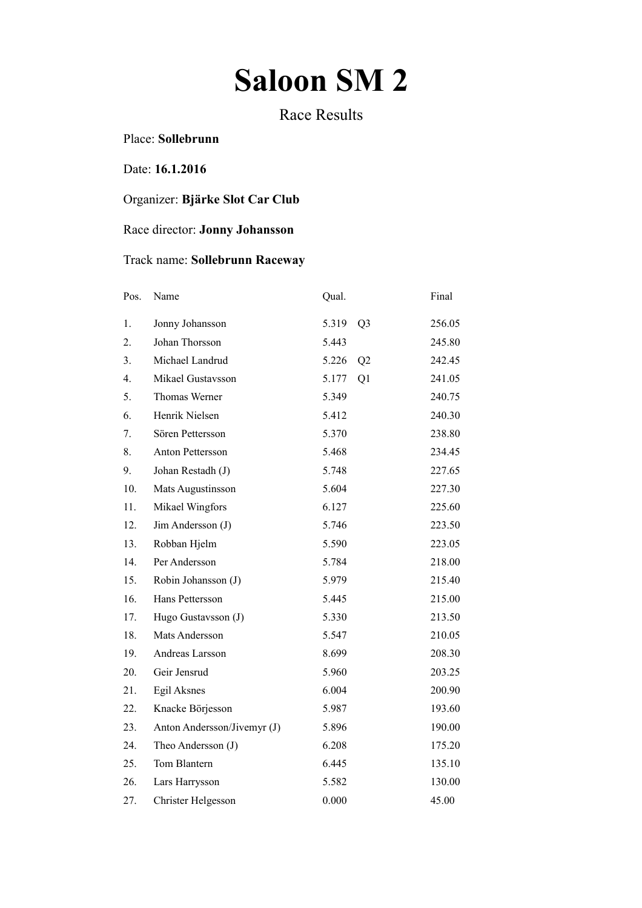# Saloon SM 2

Race Results

Place: **Sollebrunn**

Date: **16.1.2016**

Organizer: **Bjärke Slot Car Club**

Race director: **Jonny Johansson**

Track name: **Sollebrunn Raceway**

| Pos. | Name | Qual. | | Final |
|---|---|---|---|---|
| 1. | Jonny Johansson | 5.319 | Q3 | 256.05 |
| 2. | Johan Thorsson | 5.443 | | 245.80 |
| 3. | Michael Landrud | 5.226 | Q2 | 242.45 |
| 4. | Mikael Gustavsson | 5.177 | Q1 | 241.05 |
| 5. | Thomas Werner | 5.349 | | 240.75 |
| 6. | Henrik Nielsen | 5.412 | | 240.30 |
| 7. | Sören Pettersson | 5.370 | | 238.80 |
| 8. | Anton Pettersson | 5.468 | | 234.45 |
| 9. | Johan Restadh (J) | 5.748 | | 227.65 |
| 10. | Mats Augustinsson | 5.604 | | 227.30 |
| 11. | Mikael Wingfors | 6.127 | | 225.60 |
| 12. | Jim Andersson (J) | 5.746 | | 223.50 |
| 13. | Robban Hjelm | 5.590 | | 223.05 |
| 14. | Per Andersson | 5.784 | | 218.00 |
| 15. | Robin Johansson (J) | 5.979 | | 215.40 |
| 16. | Hans Pettersson | 5.445 | | 215.00 |
| 17. | Hugo Gustavsson (J) | 5.330 | | 213.50 |
| 18. | Mats Andersson | 5.547 | | 210.05 |
| 19. | Andreas Larsson | 8.699 | | 208.30 |
| 20. | Geir Jensrud | 5.960 | | 203.25 |
| 21. | Egil Aksnes | 6.004 | | 200.90 |
| 22. | Knacke Börjesson | 5.987 | | 193.60 |
| 23. | Anton Andersson/Jivemyr (J) | 5.896 | | 190.00 |
| 24. | Theo Andersson (J) | 6.208 | | 175.20 |
| 25. | Tom Blantern | 6.445 | | 135.10 |
| 26. | Lars Harrysson | 5.582 | | 130.00 |
| 27. | Christer Helgesson | 0.000 | | 45.00 |